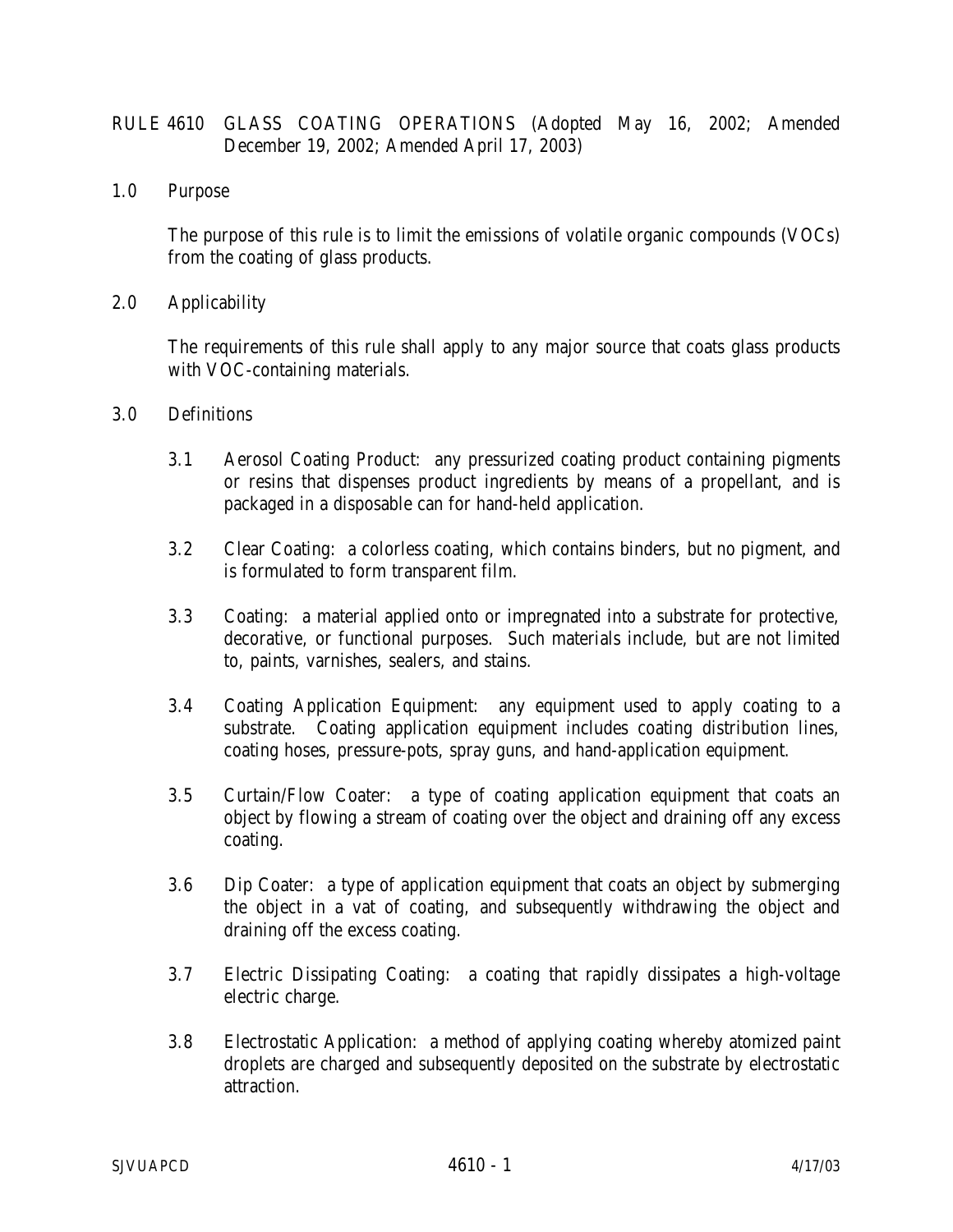# RULE 4610 GLASS COATING OPERATIONS (Adopted May 16, 2002; Amended December 19, 2002; Amended April 17, 2003)

## 1.0 Purpose

The purpose of this rule is to limit the emissions of volatile organic compounds (VOCs) from the coating of glass products.

## 2.0 Applicability

The requirements of this rule shall apply to any major source that coats glass products with VOC-containing materials.

## 3.0 Definitions

3.1 Aerosol Coating Product: any pressurized coating product containing pigments or resins that dispenses product ingredients by means of a propellant, and is packaged in a disposable can for hand-held application.

3.2 Clear Coating: a colorless coating, which contains binders, but no pigment, and is formulated to form transparent film.

3.3 Coating: a material applied onto or impregnated into a substrate for protective, decorative, or functional purposes. Such materials include, but are not limited to, paints, varnishes, sealers, and stains.

3.4 Coating Application Equipment: any equipment used to apply coating to a substrate. Coating application equipment includes coating distribution lines, coating hoses, pressure-pots, spray guns, and hand-application equipment.

3.5 Curtain/Flow Coater: a type of coating application equipment that coats an object by flowing a stream of coating over the object and draining off any excess coating.

3.6 Dip Coater: a type of application equipment that coats an object by submerging the object in a vat of coating, and subsequently withdrawing the object and draining off the excess coating.

3.7 Electric Dissipating Coating: a coating that rapidly dissipates a high-voltage electric charge.

3.8 Electrostatic Application: a method of applying coating whereby atomized paint droplets are charged and subsequently deposited on the substrate by electrostatic attraction.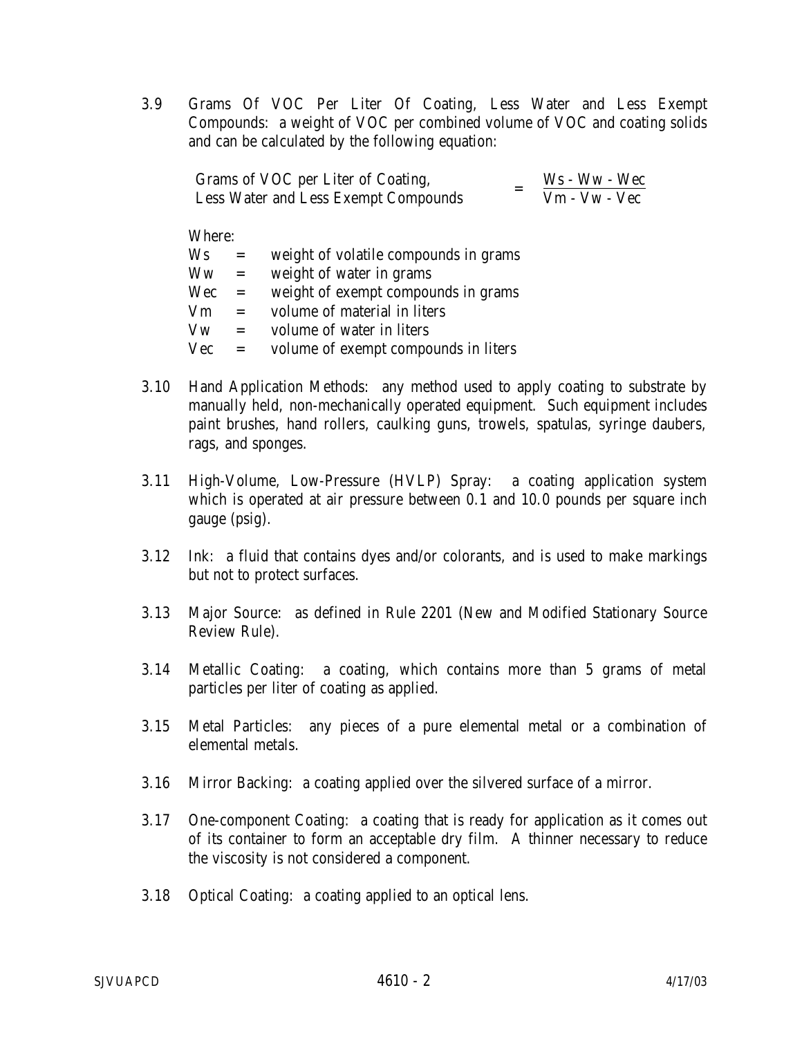3.9 Grams Of VOC Per Liter Of Coating, Less Water and Less Exempt Compounds: a weight of VOC per combined volume of VOC and coating solids and can be calculated by the following equation:

$$\text{Grams of VOC per Liter of Coating, Less Water and Less Exempt Compounds} = \frac{Ws - Ww - Wec}{Vm - Vw - Vec}$$

Where:

| | | |
|---|---|---|
| Ws | = | weight of volatile compounds in grams |
| Ww | = | weight of water in grams |
| Wec | = | weight of exempt compounds in grams |
| Vm | = | volume of material in liters |
| Vw | = | volume of water in liters |
| Vec | = | volume of exempt compounds in liters |

3.10 Hand Application Methods: any method used to apply coating to substrate by manually held, non-mechanically operated equipment. Such equipment includes paint brushes, hand rollers, caulking guns, trowels, spatulas, syringe daubers, rags, and sponges.

3.11 High-Volume, Low-Pressure (HVLP) Spray: a coating application system which is operated at air pressure between 0.1 and 10.0 pounds per square inch gauge (psig).

3.12 Ink: a fluid that contains dyes and/or colorants, and is used to make markings but not to protect surfaces.

3.13 Major Source: as defined in Rule 2201 (New and Modified Stationary Source Review Rule).

3.14 Metallic Coating: a coating, which contains more than 5 grams of metal particles per liter of coating as applied.

3.15 Metal Particles: any pieces of a pure elemental metal or a combination of elemental metals.

3.16 Mirror Backing: a coating applied over the silvered surface of a mirror.

3.17 One-component Coating: a coating that is ready for application as it comes out of its container to form an acceptable dry film. A thinner necessary to reduce the viscosity is not considered a component.

3.18 Optical Coating: a coating applied to an optical lens.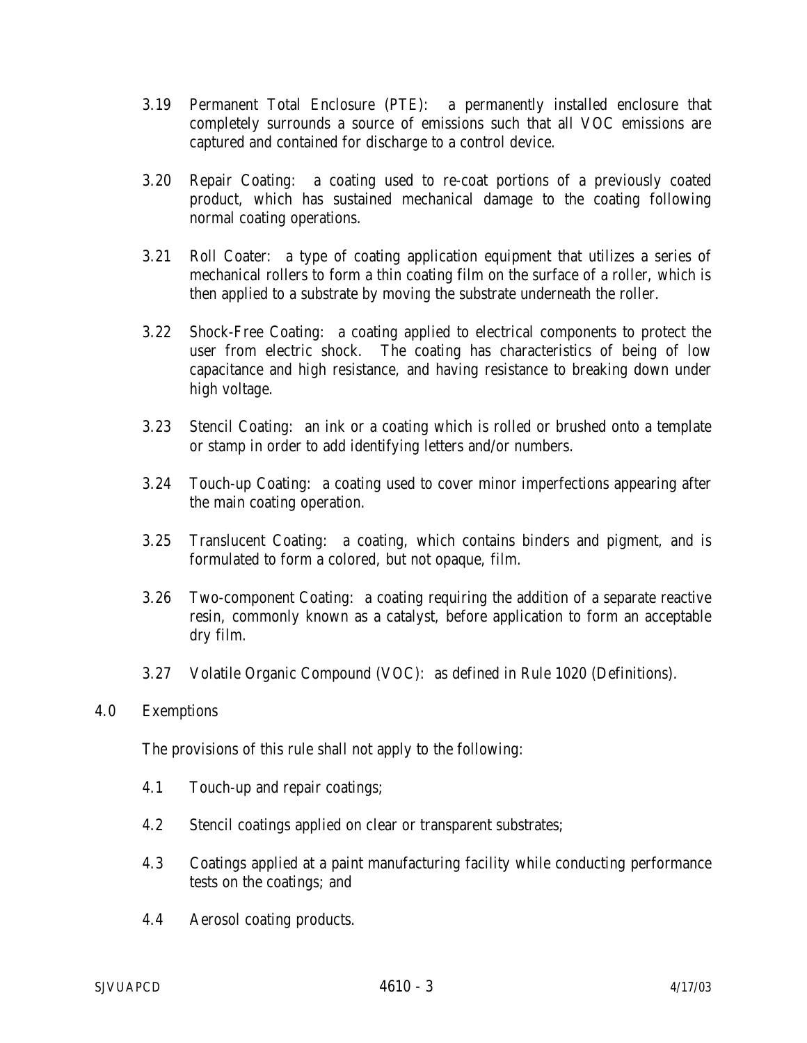3.19 Permanent Total Enclosure (PTE): a permanently installed enclosure that completely surrounds a source of emissions such that all VOC emissions are captured and contained for discharge to a control device.

3.20 Repair Coating: a coating used to re-coat portions of a previously coated product, which has sustained mechanical damage to the coating following normal coating operations.

3.21 Roll Coater: a type of coating application equipment that utilizes a series of mechanical rollers to form a thin coating film on the surface of a roller, which is then applied to a substrate by moving the substrate underneath the roller.

3.22 Shock-Free Coating: a coating applied to electrical components to protect the user from electric shock. The coating has characteristics of being of low capacitance and high resistance, and having resistance to breaking down under high voltage.

3.23 Stencil Coating: an ink or a coating which is rolled or brushed onto a template or stamp in order to add identifying letters and/or numbers.

3.24 Touch-up Coating: a coating used to cover minor imperfections appearing after the main coating operation.

3.25 Translucent Coating: a coating, which contains binders and pigment, and is formulated to form a colored, but not opaque, film.

3.26 Two-component Coating: a coating requiring the addition of a separate reactive resin, commonly known as a catalyst, before application to form an acceptable dry film.

3.27 Volatile Organic Compound (VOC): as defined in Rule 1020 (Definitions).

## 4.0 Exemptions

The provisions of this rule shall not apply to the following:

4.1 Touch-up and repair coatings;

4.2 Stencil coatings applied on clear or transparent substrates;

4.3 Coatings applied at a paint manufacturing facility while conducting performance tests on the coatings; and

4.4 Aerosol coating products.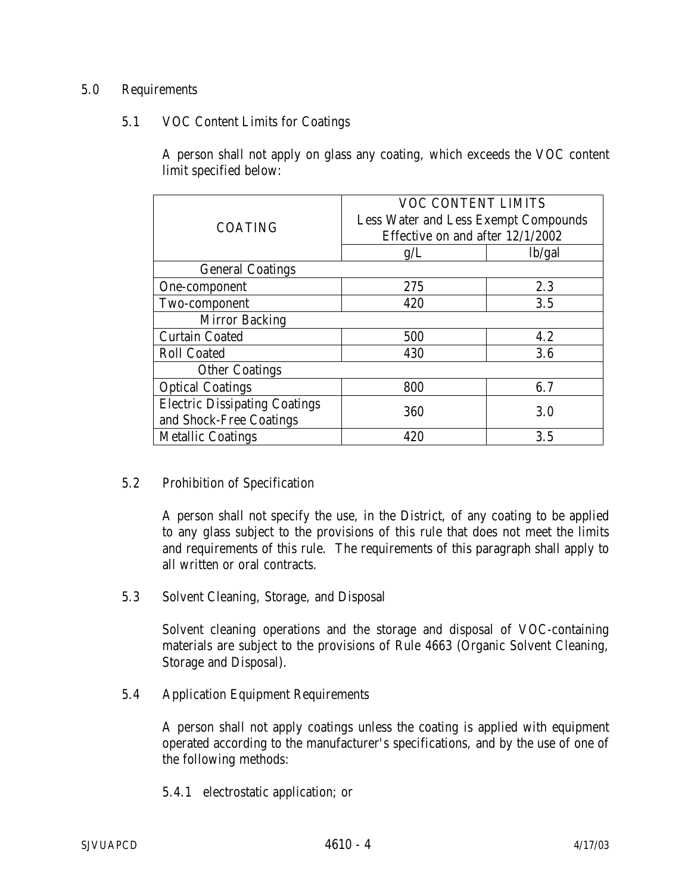## 5.0 Requirements

### 5.1 VOC Content Limits for Coatings

A person shall not apply on glass any coating, which exceeds the VOC content limit specified below:

| COATING | VOC CONTENT LIMITS Less Water and Less Exempt Compounds Effective on and after 12/1/2002 | |
|---|---|---|
| | g/L | lb/gal |
| General Coatings | | |
| One-component | 275 | 2.3 |
| Two-component | 420 | 3.5 |
| Mirror Backing | | |
| Curtain Coated | 500 | 4.2 |
| Roll Coated | 430 | 3.6 |
| Other Coatings | | |
| Optical Coatings | 800 | 6.7 |
| Electric Dissipating Coatings and Shock-Free Coatings | 360 | 3.0 |
| Metallic Coatings | 420 | 3.5 |

### 5.2 Prohibition of Specification

A person shall not specify the use, in the District, of any coating to be applied to any glass subject to the provisions of this rule that does not meet the limits and requirements of this rule. The requirements of this paragraph shall apply to all written or oral contracts.

### 5.3 Solvent Cleaning, Storage, and Disposal

Solvent cleaning operations and the storage and disposal of VOC-containing materials are subject to the provisions of Rule 4663 (Organic Solvent Cleaning, Storage and Disposal).

### 5.4 Application Equipment Requirements

A person shall not apply coatings unless the coating is applied with equipment operated according to the manufacturer's specifications, and by the use of one of the following methods:

5.4.1 electrostatic application; or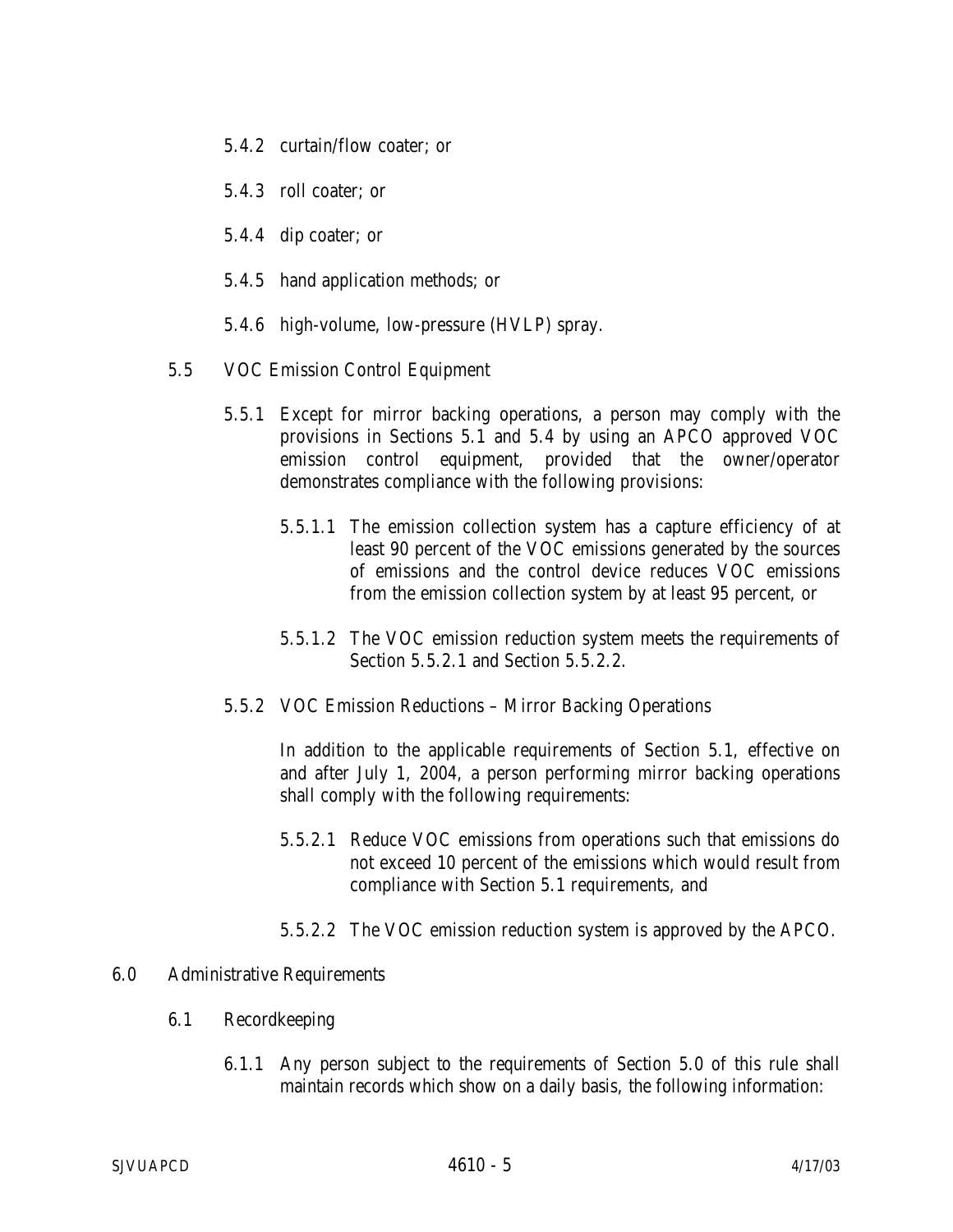5.4.2 curtain/flow coater; or

5.4.3 roll coater; or

5.4.4 dip coater; or

5.4.5 hand application methods; or

5.4.6 high-volume, low-pressure (HVLP) spray.

5.5 VOC Emission Control Equipment

5.5.1 Except for mirror backing operations, a person may comply with the provisions in Sections 5.1 and 5.4 by using an APCO approved VOC emission control equipment, provided that the owner/operator demonstrates compliance with the following provisions:

5.5.1.1 The emission collection system has a capture efficiency of at least 90 percent of the VOC emissions generated by the sources of emissions and the control device reduces VOC emissions from the emission collection system by at least 95 percent, or

5.5.1.2 The VOC emission reduction system meets the requirements of Section 5.5.2.1 and Section 5.5.2.2.

5.5.2 VOC Emission Reductions – Mirror Backing Operations

In addition to the applicable requirements of Section 5.1, effective on and after July 1, 2004, a person performing mirror backing operations shall comply with the following requirements:

5.5.2.1 Reduce VOC emissions from operations such that emissions do not exceed 10 percent of the emissions which would result from compliance with Section 5.1 requirements, and

5.5.2.2 The VOC emission reduction system is approved by the APCO.

6.0 Administrative Requirements

6.1 Recordkeeping

6.1.1 Any person subject to the requirements of Section 5.0 of this rule shall maintain records which show on a daily basis, the following information: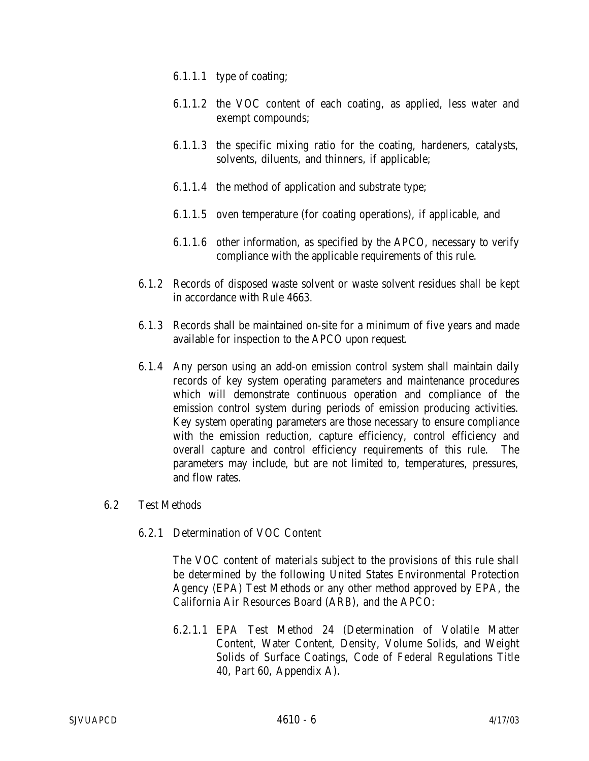6.1.1.1 type of coating;

6.1.1.2 the VOC content of each coating, as applied, less water and exempt compounds;

6.1.1.3 the specific mixing ratio for the coating, hardeners, catalysts, solvents, diluents, and thinners, if applicable;

6.1.1.4 the method of application and substrate type;

6.1.1.5 oven temperature (for coating operations), if applicable, and

6.1.1.6 other information, as specified by the APCO, necessary to verify compliance with the applicable requirements of this rule.

6.1.2 Records of disposed waste solvent or waste solvent residues shall be kept in accordance with Rule 4663.

6.1.3 Records shall be maintained on-site for a minimum of five years and made available for inspection to the APCO upon request.

6.1.4 Any person using an add-on emission control system shall maintain daily records of key system operating parameters and maintenance procedures which will demonstrate continuous operation and compliance of the emission control system during periods of emission producing activities. Key system operating parameters are those necessary to ensure compliance with the emission reduction, capture efficiency, control efficiency and overall capture and control efficiency requirements of this rule. The parameters may include, but are not limited to, temperatures, pressures, and flow rates.

6.2 Test Methods

6.2.1 Determination of VOC Content

The VOC content of materials subject to the provisions of this rule shall be determined by the following United States Environmental Protection Agency (EPA) Test Methods or any other method approved by EPA, the California Air Resources Board (ARB), and the APCO:

6.2.1.1 EPA Test Method 24 (Determination of Volatile Matter Content, Water Content, Density, Volume Solids, and Weight Solids of Surface Coatings, Code of Federal Regulations Title 40, Part 60, Appendix A).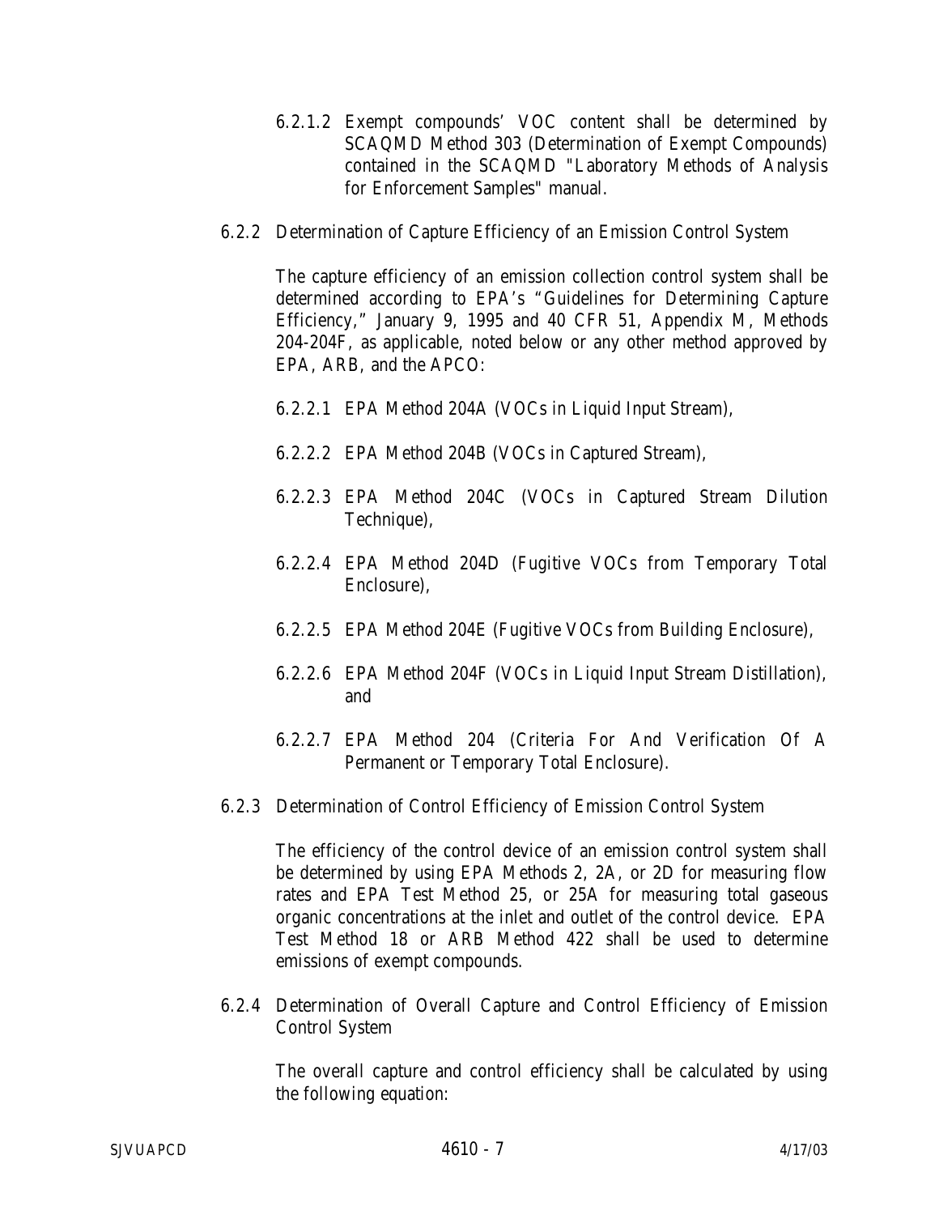6.2.1.2 Exempt compounds' VOC content shall be determined by SCAQMD Method 303 (Determination of Exempt Compounds) contained in the SCAQMD "Laboratory Methods of Analysis for Enforcement Samples" manual.

6.2.2 Determination of Capture Efficiency of an Emission Control System

The capture efficiency of an emission collection control system shall be determined according to EPA's "Guidelines for Determining Capture Efficiency," January 9, 1995 and 40 CFR 51, Appendix M, Methods 204-204F, as applicable, noted below or any other method approved by EPA, ARB, and the APCO:

6.2.2.1 EPA Method 204A (VOCs in Liquid Input Stream),

6.2.2.2 EPA Method 204B (VOCs in Captured Stream),

6.2.2.3 EPA Method 204C (VOCs in Captured Stream Dilution Technique),

6.2.2.4 EPA Method 204D (Fugitive VOCs from Temporary Total Enclosure),

6.2.2.5 EPA Method 204E (Fugitive VOCs from Building Enclosure),

6.2.2.6 EPA Method 204F (VOCs in Liquid Input Stream Distillation), and

6.2.2.7 EPA Method 204 (Criteria For And Verification Of A Permanent or Temporary Total Enclosure).

6.2.3 Determination of Control Efficiency of Emission Control System

The efficiency of the control device of an emission control system shall be determined by using EPA Methods 2, 2A, or 2D for measuring flow rates and EPA Test Method 25, or 25A for measuring total gaseous organic concentrations at the inlet and outlet of the control device. EPA Test Method 18 or ARB Method 422 shall be used to determine emissions of exempt compounds.

6.2.4 Determination of Overall Capture and Control Efficiency of Emission Control System

The overall capture and control efficiency shall be calculated by using the following equation: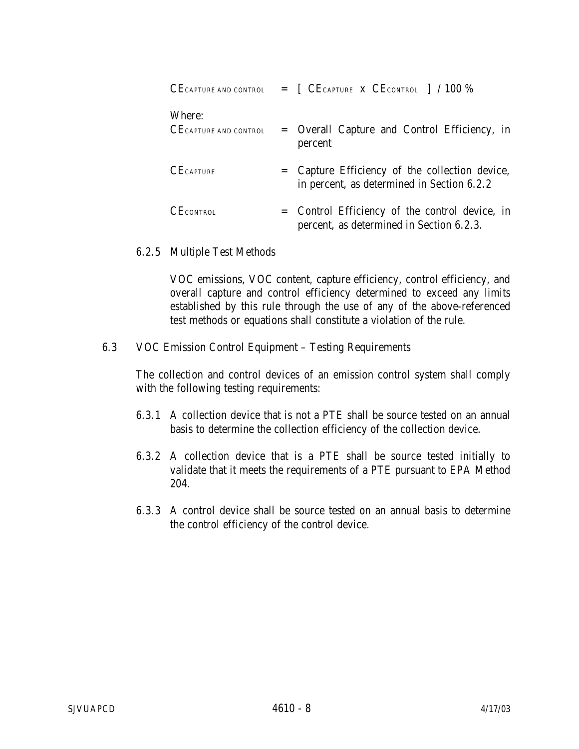$$CE_{CAPTURE\ AND\ CONTROL} = [\ CE_{CAPTURE} \times CE_{CONTROL}\ ] \ / \ 100\ \%$$

Where:

| | | |
|---|---|---|
| $CE_{CAPTURE\ AND\ CONTROL}$ | = | Overall Capture and Control Efficiency, in percent |
| $CE_{CAPTURE}$ | = | Capture Efficiency of the collection device, in percent, as determined in Section 6.2.2 |
| $CE_{CONTROL}$ | = | Control Efficiency of the control device, in percent, as determined in Section 6.2.3. |

6.2.5 Multiple Test Methods

VOC emissions, VOC content, capture efficiency, control efficiency, and overall capture and control efficiency determined to exceed any limits established by this rule through the use of any of the above-referenced test methods or equations shall constitute a violation of the rule.

6.3 VOC Emission Control Equipment – Testing Requirements

The collection and control devices of an emission control system shall comply with the following testing requirements:

6.3.1 A collection device that is not a PTE shall be source tested on an annual basis to determine the collection efficiency of the collection device.

6.3.2 A collection device that is a PTE shall be source tested initially to validate that it meets the requirements of a PTE pursuant to EPA Method 204.

6.3.3 A control device shall be source tested on an annual basis to determine the control efficiency of the control device.